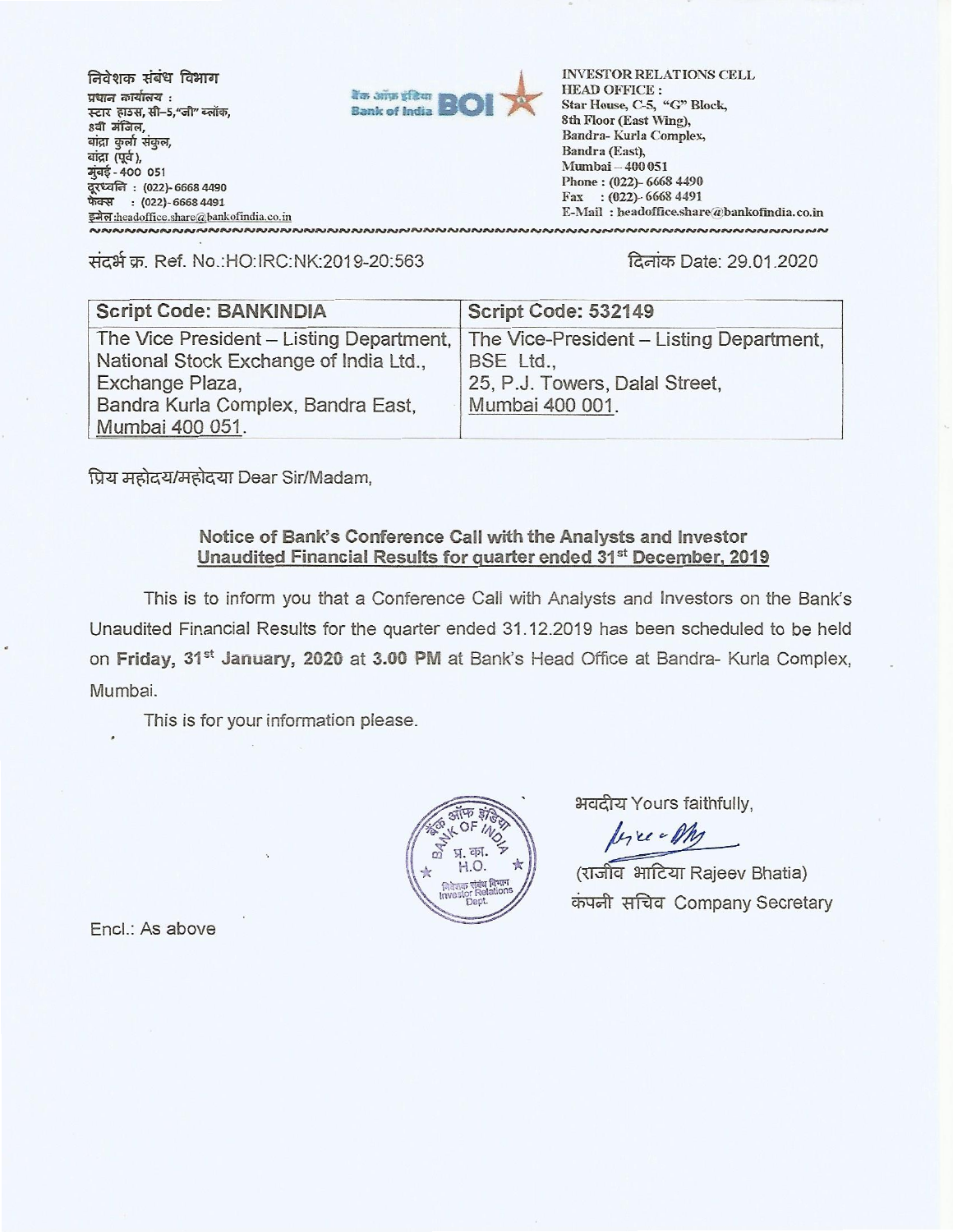निवेशक संबंध विभाग
प्रधान कार्यालय :
स्टार हाउस, सी–5,"जी" ब्लॉक,
8वी मंजिल,
बांद्रा कुर्ला संकुल,
बांद्रा (पूर्व),
मुंबई - 400 051
दूरध्वनि : (022)- 6668 4490
फैक्स : (022)- 6668 4491
इमेल :headoffice.share@bankofindia.co.in

INVESTOR RELATIONS CELL
HEAD OFFICE :
Star House, C-5, "G" Block,
8th Floor (East Wing),
Bandra- Kurla Complex,
Bandra (East),
Mumbai – 400 051
Phone : (022)- 6668 4490
Fax : (022)- 6668 4491
E-Mail : headoffice.share@bankofindia.co.in

संदर्भ क्र. Ref. No.:HO:IRC:NK:2019-20:563

दिनांक Date: 29.01.2020

| Script Code: BANKINDIA | Script Code: 532149 |
|---|---|
| The Vice President – Listing Department, National Stock Exchange of India Ltd., Exchange Plaza, Bandra Kurla Complex, Bandra East, Mumbai 400 051. | The Vice-President – Listing Department, BSE Ltd., 25, P.J. Towers, Dalal Street, Mumbai 400 001. |

प्रिय महोदय/महोदया Dear Sir/Madam,

**Notice of Bank's Conference Call with the Analysts and Investor Unaudited Financial Results for quarter ended 31st December, 2019**

This is to inform you that a Conference Call with Analysts and Investors on the Bank's Unaudited Financial Results for the quarter ended 31.12.2019 has been scheduled to be held on **Friday, 31st January, 2020** at **3.00 PM** at Bank's Head Office at Bandra- Kurla Complex, Mumbai.

This is for your information please.

भवदीय Yours faithfully,

(राजीव भाटिया Rajeev Bhatia)
कंपनी सचिव Company Secretary

Encl.: As above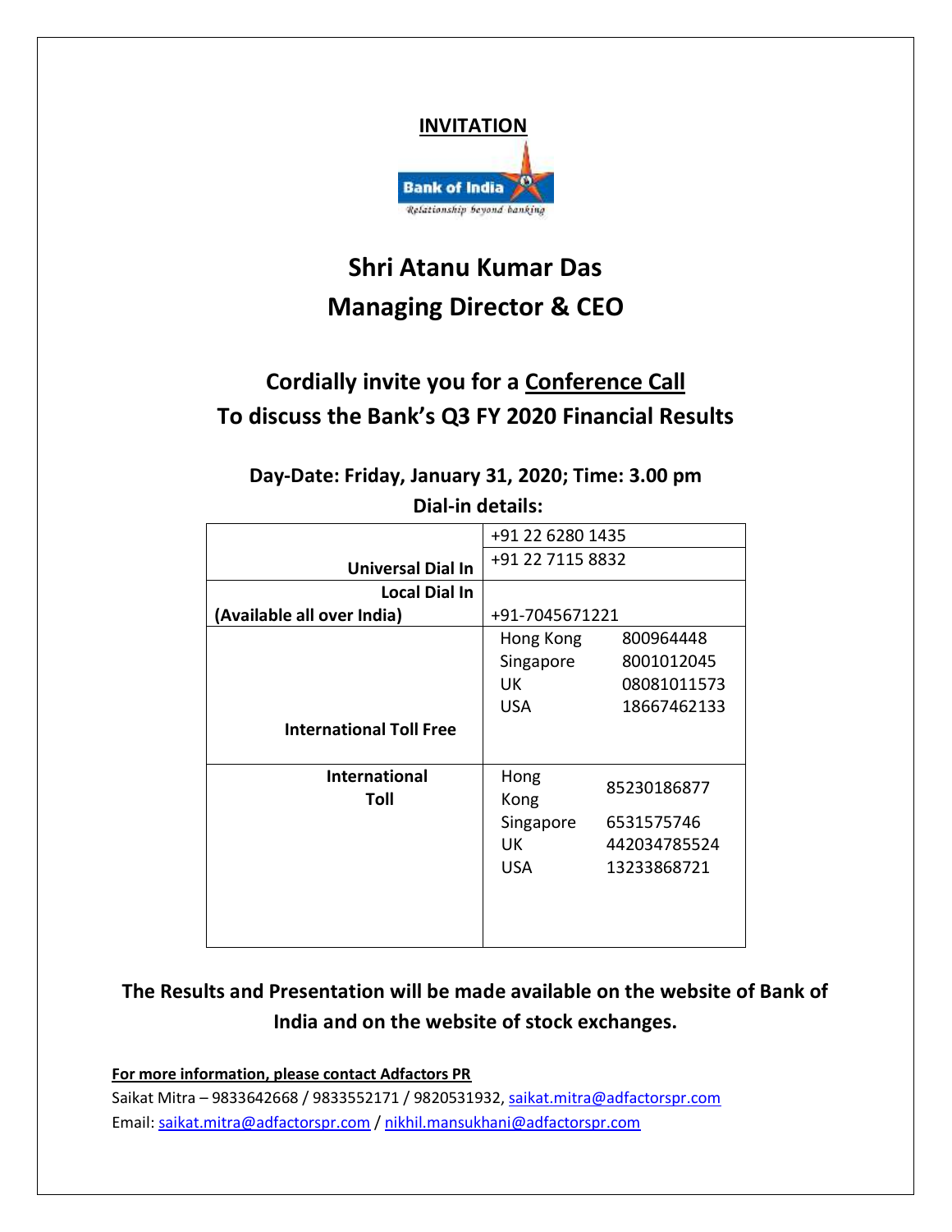**INVITATION**

Bank of India

*Relationship beyond banking*

# Shri Atanu Kumar Das
# Managing Director & CEO

## Cordially invite you for a Conference Call
## To discuss the Bank's Q3 FY 2020 Financial Results

**Day-Date: Friday, January 31, 2020; Time: 3.00 pm**

**Dial-in details:**

| | | |
|---|---|---|
| **Universal Dial In** | +91 22 6280 1435 | |
| | +91 22 7115 8832 | |
| **Local Dial In (Available all over India)** | +91-7045671221 | |
| **International Toll Free** | Hong Kong | 800964448 |
| | Singapore | 8001012045 |
| | UK | 08081011573 |
| | USA | 18667462133 |
| **International Toll** | Hong Kong | 85230186877 |
| | Singapore | 6531575746 |
| | UK | 442034785524 |
| | USA | 13233868721 |

**The Results and Presentation will be made available on the website of Bank of India and on the website of stock exchanges.**

**For more information, please contact Adfactors PR**

Saikat Mitra – 9833642668 / 9833552171 / 9820531932, saikat.mitra@adfactorspr.com

Email: saikat.mitra@adfactorspr.com / nikhil.mansukhani@adfactorspr.com